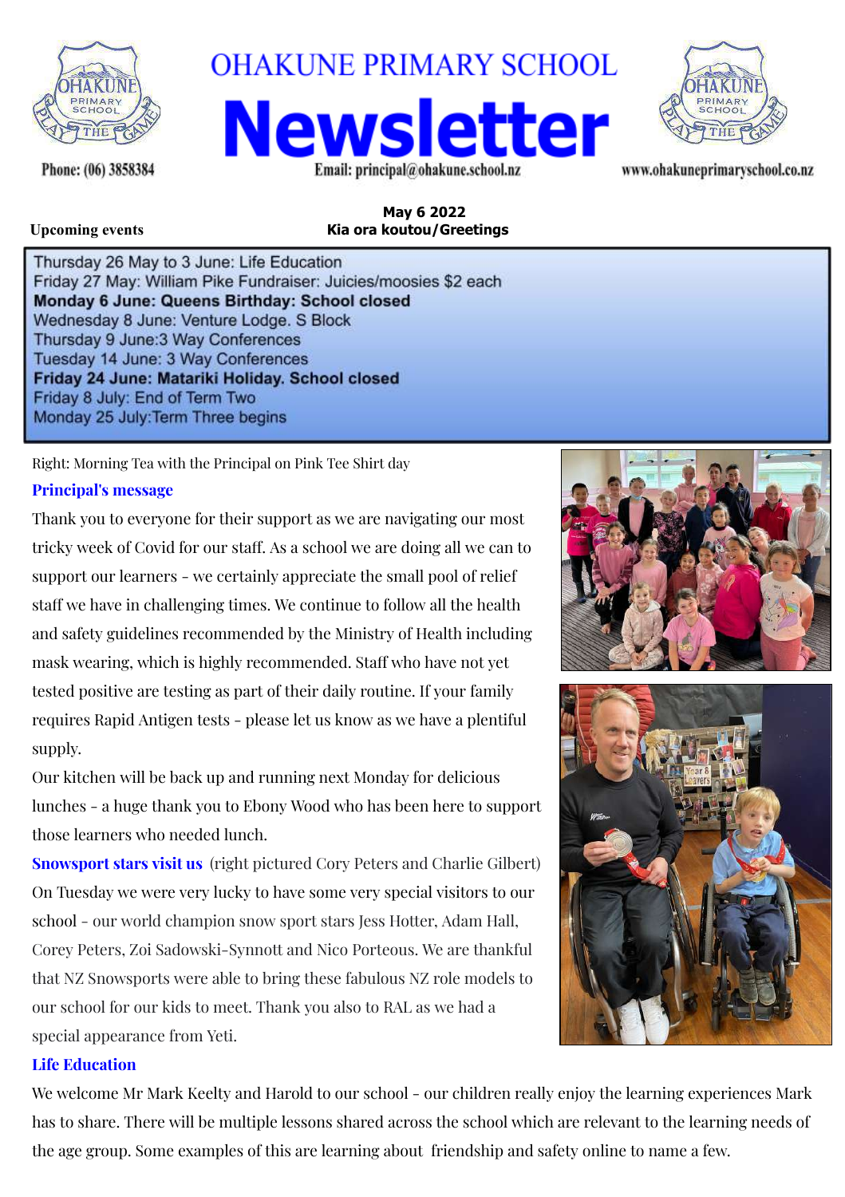# OHAKUNE PRIMARY SCHOOL

# Newsletter

Phone: (06) 3858384

Email: principal@ohakune.school.nz

www.ohakuneprimaryschool.co.nz

**May 6 2022**

**Kia ora koutou/Greetings**

**Upcoming events**

Thursday 26 May to 3 June: Life Education
Friday 27 May: William Pike Fundraiser: Juicies/moosies $2 each
**Monday 6 June: Queens Birthday: School closed**
Wednesday 8 June: Venture Lodge. S Block
Thursday 9 June:3 Way Conferences
Tuesday 14 June: 3 Way Conferences
**Friday 24 June: Matariki Holiday. School closed**
Friday 8 July: End of Term Two
Monday 25 July:Term Three begins

Right: Morning Tea with the Principal on Pink Tee Shirt day

## Principal's message

Thank you to everyone for their support as we are navigating our most tricky week of Covid for our staff. As a school we are doing all we can to support our learners - we certainly appreciate the small pool of relief staff we have in challenging times. We continue to follow all the health and safety guidelines recommended by the Ministry of Health including mask wearing, which is highly recommended. Staff who have not yet tested positive are testing as part of their daily routine. If your family requires Rapid Antigen tests - please let us know as we have a plentiful supply.

Our kitchen will be back up and running next Monday for delicious lunches - a huge thank you to Ebony Wood who has been here to support those learners who needed lunch.

## Snowsport stars visit us

(right pictured Cory Peters and Charlie Gilbert)

On Tuesday we were very lucky to have some very special visitors to our school - our world champion snow sport stars Jess Hotter, Adam Hall, Corey Peters, Zoi Sadowski-Synnott and Nico Porteous. We are thankful that NZ Snowsports were able to bring these fabulous NZ role models to our school for our kids to meet. Thank you also to RAL as we had a special appearance from Yeti.

## Life Education

We welcome Mr Mark Keelty and Harold to our school - our children really enjoy the learning experiences Mark has to share. There will be multiple lessons shared across the school which are relevant to the learning needs of the age group. Some examples of this are learning about friendship and safety online to name a few.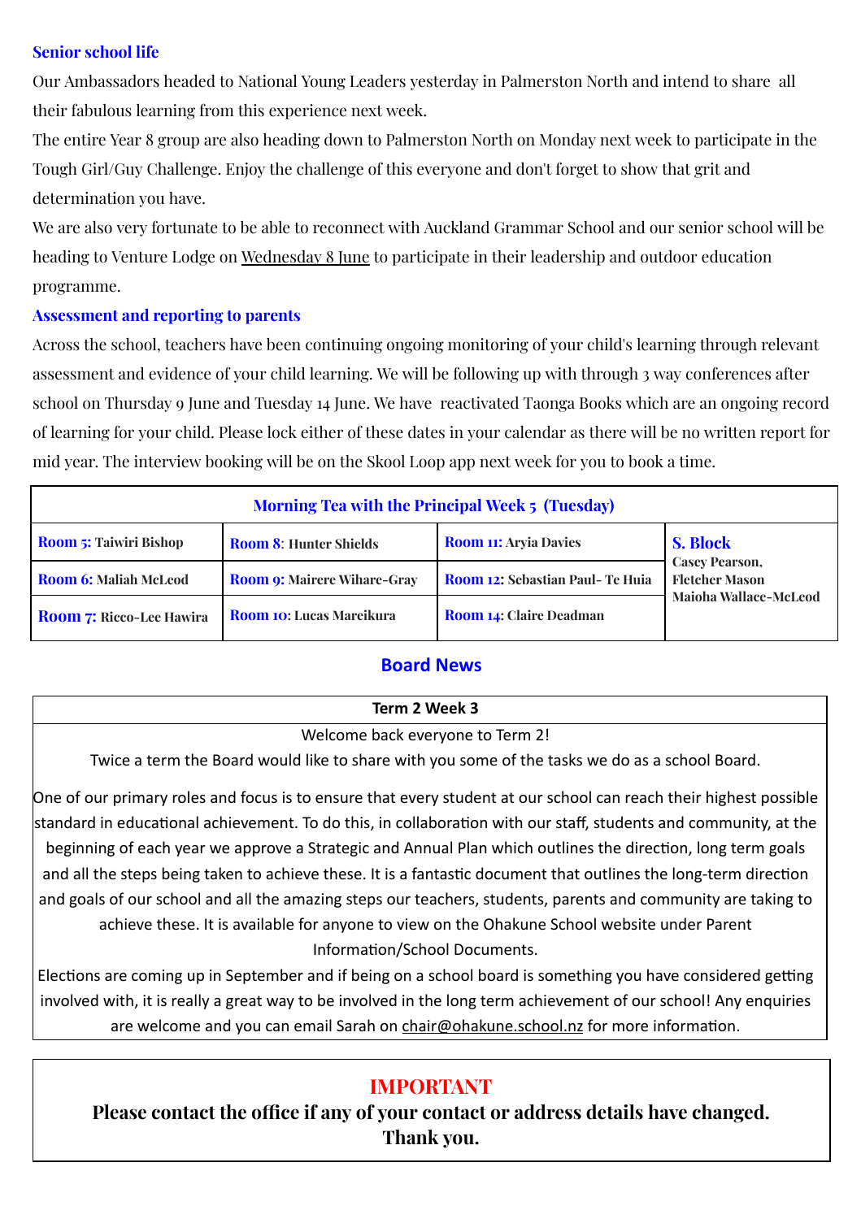### Senior school life

Our Ambassadors headed to National Young Leaders yesterday in Palmerston North and intend to share all their fabulous learning from this experience next week.

The entire Year 8 group are also heading down to Palmerston North on Monday next week to participate in the Tough Girl/Guy Challenge. Enjoy the challenge of this everyone and don't forget to show that grit and determination you have.

We are also very fortunate to be able to reconnect with Auckland Grammar School and our senior school will be heading to Venture Lodge on Wednesday 8 June to participate in their leadership and outdoor education programme.

### Assessment and reporting to parents

Across the school, teachers have been continuing ongoing monitoring of your child's learning through relevant assessment and evidence of your child learning. We will be following up with through 3 way conferences after school on Thursday 9 June and Tuesday 14 June. We have reactivated Taonga Books which are an ongoing record of learning for your child. Please lock either of these dates in your calendar as there will be no written report for mid year. The interview booking will be on the Skool Loop app next week for you to book a time.

| Morning Tea with the Principal Week 5 (Tuesday) | | | |
|---|---|---|---|
| **Room 5:** Taiwiri Bishop | **Room 8**: Hunter Shields | **Room 11:** Aryia Davies | **S. Block** Casey Pearson, Fletcher Mason Maioha Wallace-McLeod |
| **Room 6:** Maliah McLeod | **Room 9:** Mairere Wihare-Gray | **Room 12:** Sebastian Paul- Te Huia | |
| **Room 7:** Ricco-Lee Hawira | **Room 10:** Lucas Mareikura | **Room 14:** Claire Deadman | |

## Board News

**Term 2 Week 3**

Welcome back everyone to Term 2!

Twice a term the Board would like to share with you some of the tasks we do as a school Board.

One of our primary roles and focus is to ensure that every student at our school can reach their highest possible standard in educational achievement. To do this, in collaboration with our staff, students and community, at the beginning of each year we approve a Strategic and Annual Plan which outlines the direction, long term goals and all the steps being taken to achieve these. It is a fantastic document that outlines the long-term direction and goals of our school and all the amazing steps our teachers, students, parents and community are taking to achieve these. It is available for anyone to view on the Ohakune School website under Parent Information/School Documents.

Elections are coming up in September and if being on a school board is something you have considered getting involved with, it is really a great way to be involved in the long term achievement of our school! Any enquiries are welcome and you can email Sarah on chair@ohakune.school.nz for more information.

## IMPORTANT

**Please contact the office if any of your contact or address details have changed. Thank you.**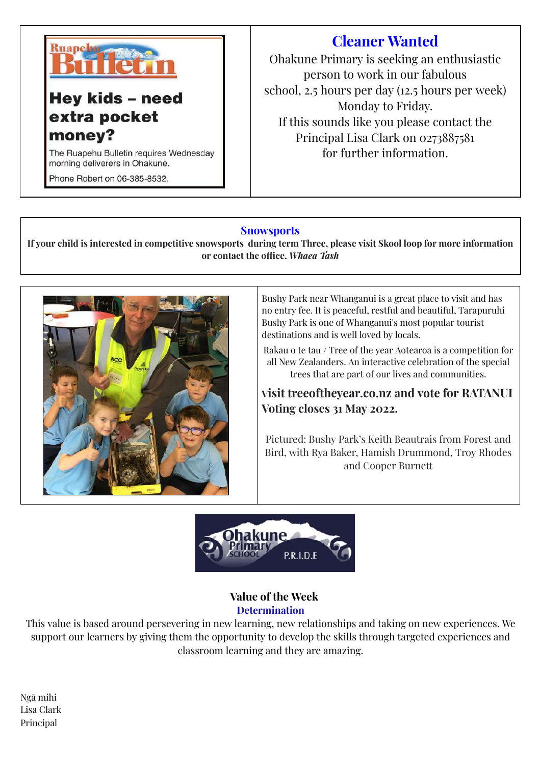**Ruapehu Bulletin**

**Hey kids – need extra pocket money?**

The Ruapehu Bulletin requires Wednesday morning deliverers in Ohakune.

Phone Robert on 06-385-8532.

## Cleaner Wanted

Ohakune Primary is seeking an enthusiastic person to work in our fabulous school, 2.5 hours per day (12.5 hours per week) Monday to Friday.
If this sounds like you please contact the Principal Lisa Clark on 0273887581 for further information.

## Snowsports

**If your child is interested in competitive snowsports during term Three, please visit Skool loop for more information or contact the office. *Whaea Tash***

Bushy Park near Whanganui is a great place to visit and has no entry fee. It is peaceful, restful and beautiful, Tarapuruhi Bushy Park is one of Whanganui's most popular tourist destinations and is well loved by locals.

Rākau o te tau / Tree of the year Aotearoa is a competition for all New Zealanders. An interactive celebration of the special trees that are part of our lives and communities.

**visit treeoftheyear.co.nz and vote for RATANUI**
**Voting closes 31 May 2022.**

Pictured: Bushy Park's Keith Beautrais from Forest and Bird, with Rya Baker, Hamish Drummond, Troy Rhodes and Cooper Burnett

Ohakune Primary School P.R.I.D.E

**Value of the Week**

**Determination**

This value is based around persevering in new learning, new relationships and taking on new experiences. We support our learners by giving them the opportunity to develop the skills through targeted experiences and classroom learning and they are amazing.

Ngā mihi
Lisa Clark
Principal